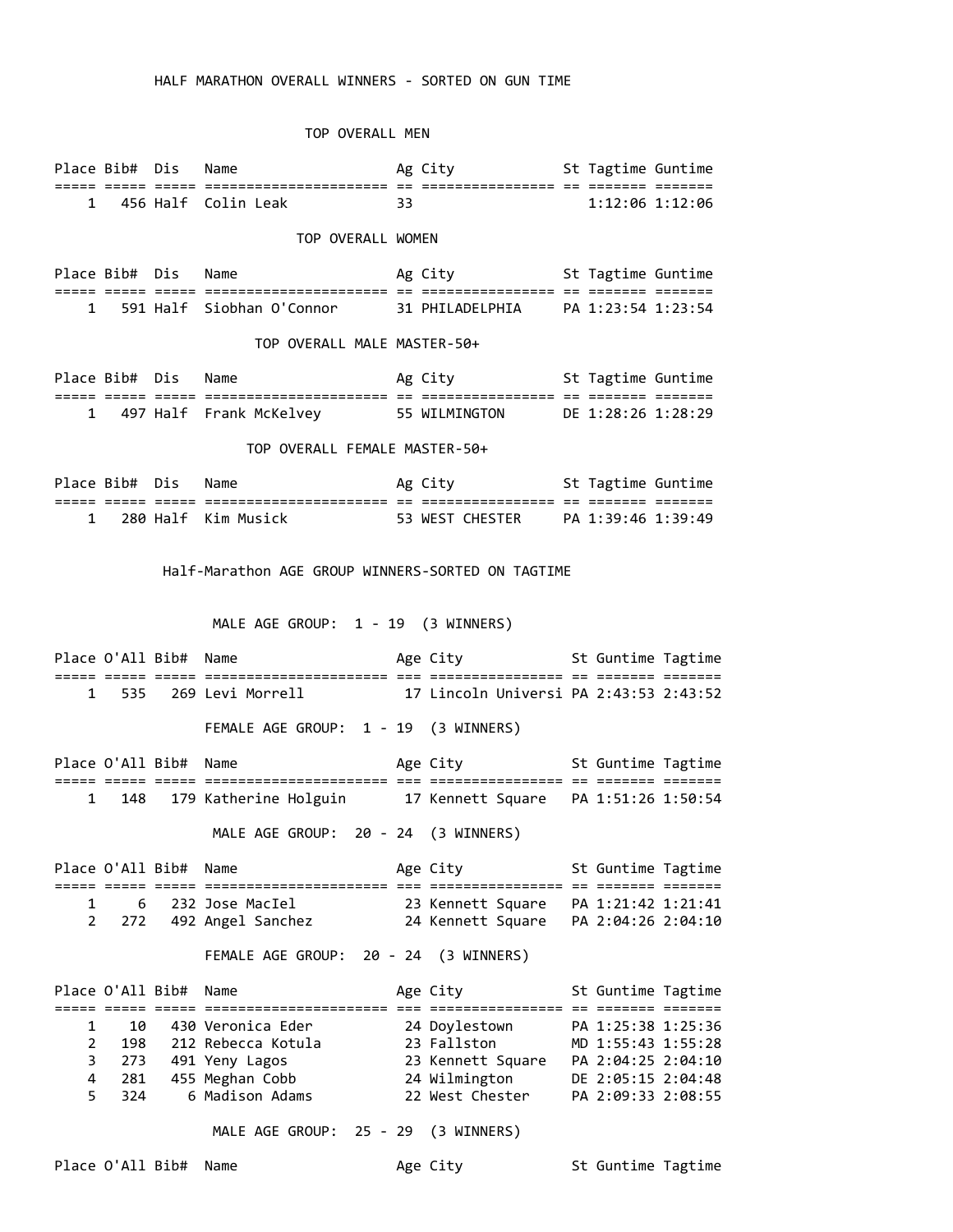# HALF MARATHON OVERALL WINNERS - SORTED ON GUN TIME

## TOP OVERALL MEN

| Place | Bib# | Dis | Name | Ag | City | St | Tagtime | Guntime |
|---|---|---|---|---|---|---|---|---|
| 1 | 456 | Half | Colin Leak | 33 | | | 1:12:06 | 1:12:06 |

## TOP OVERALL WOMEN

| Place | Bib# | Dis | Name | Ag | City | St | Tagtime | Guntime |
|---|---|---|---|---|---|---|---|---|
| 1 | 591 | Half | Siobhan O'Connor | 31 | PHILADELPHIA | PA | 1:23:54 | 1:23:54 |

## TOP OVERALL MALE MASTER-50+

| Place | Bib# | Dis | Name | Ag | City | St | Tagtime | Guntime |
|---|---|---|---|---|---|---|---|---|
| 1 | 497 | Half | Frank McKelvey | 55 | WILMINGTON | DE | 1:28:26 | 1:28:29 |

## TOP OVERALL FEMALE MASTER-50+

| Place | Bib# | Dis | Name | Ag | City | St | Tagtime | Guntime |
|---|---|---|---|---|---|---|---|---|
| 1 | 280 | Half | Kim Musick | 53 | WEST CHESTER | PA | 1:39:46 | 1:39:49 |

# Half-Marathon AGE GROUP WINNERS-SORTED ON TAGTIME

## MALE AGE GROUP: 1 - 19 (3 WINNERS)

| Place | O'All | Bib# | Name | Age | City | St | Guntime | Tagtime |
|---|---|---|---|---|---|---|---|---|
| 1 | 535 | 269 | Levi Morrell | 17 | Lincoln Universi | PA | 2:43:53 | 2:43:52 |

## FEMALE AGE GROUP: 1 - 19 (3 WINNERS)

| Place | O'All | Bib# | Name | Age | City | St | Guntime | Tagtime |
|---|---|---|---|---|---|---|---|---|
| 1 | 148 | 179 | Katherine Holguin | 17 | Kennett Square | PA | 1:51:26 | 1:50:54 |

## MALE AGE GROUP: 20 - 24 (3 WINNERS)

| Place | O'All | Bib# | Name | Age | City | St | Guntime | Tagtime |
|---|---|---|---|---|---|---|---|---|
| 1 | 6 | 232 | Jose MacIel | 23 | Kennett Square | PA | 1:21:42 | 1:21:41 |
| 2 | 272 | 492 | Angel Sanchez | 24 | Kennett Square | PA | 2:04:26 | 2:04:10 |

## FEMALE AGE GROUP: 20 - 24 (3 WINNERS)

| Place | O'All | Bib# | Name | Age | City | St | Guntime | Tagtime |
|---|---|---|---|---|---|---|---|---|
| 1 | 10 | 430 | Veronica Eder | 24 | Doylestown | PA | 1:25:38 | 1:25:36 |
| 2 | 198 | 212 | Rebecca Kotula | 23 | Fallston | MD | 1:55:43 | 1:55:28 |
| 3 | 273 | 491 | Yeny Lagos | 23 | Kennett Square | PA | 2:04:25 | 2:04:10 |
| 4 | 281 | 455 | Meghan Cobb | 24 | Wilmington | DE | 2:05:15 | 2:04:48 |
| 5 | 324 | 6 | Madison Adams | 22 | West Chester | PA | 2:09:33 | 2:08:55 |

## MALE AGE GROUP: 25 - 29 (3 WINNERS)

| Place | O'All | Bib# | Name | Age | City | St | Guntime | Tagtime |
|---|---|---|---|---|---|---|---|---|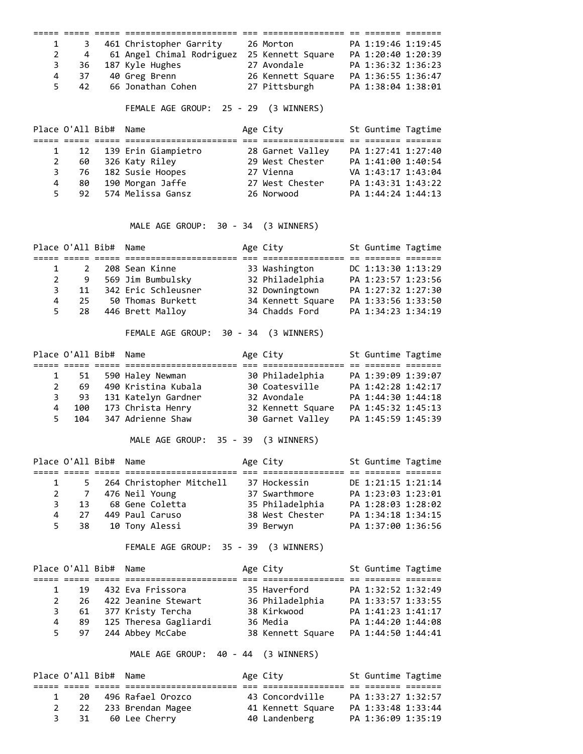| Place | O'All | Bib# | Name | Age | City | St | Guntime | Tagtime |
|---|---|---|---|---|---|---|---|---|
| 1 | 3 | 461 | Christopher Garrity | 26 | Morton | PA | 1:19:46 | 1:19:45 |
| 2 | 4 | 61 | Angel Chimal Rodriguez | 25 | Kennett Square | PA | 1:20:40 | 1:20:39 |
| 3 | 36 | 187 | Kyle Hughes | 27 | Avondale | PA | 1:36:32 | 1:36:23 |
| 4 | 37 | 40 | Greg Brenn | 26 | Kennett Square | PA | 1:36:55 | 1:36:47 |
| 5 | 42 | 66 | Jonathan Cohen | 27 | Pittsburgh | PA | 1:38:04 | 1:38:01 |

FEMALE AGE GROUP: 25 - 29 (3 WINNERS)

| Place | O'All | Bib# | Name | Age | City | St | Guntime | Tagtime |
|---|---|---|---|---|---|---|---|---|
| 1 | 12 | 139 | Erin Giampietro | 28 | Garnet Valley | PA | 1:27:41 | 1:27:40 |
| 2 | 60 | 326 | Katy Riley | 29 | West Chester | PA | 1:41:00 | 1:40:54 |
| 3 | 76 | 182 | Susie Hoopes | 27 | Vienna | VA | 1:43:17 | 1:43:04 |
| 4 | 80 | 190 | Morgan Jaffe | 27 | West Chester | PA | 1:43:31 | 1:43:22 |
| 5 | 92 | 574 | Melissa Gansz | 26 | Norwood | PA | 1:44:24 | 1:44:13 |

MALE AGE GROUP: 30 - 34 (3 WINNERS)

| Place | O'All | Bib# | Name | Age | City | St | Guntime | Tagtime |
|---|---|---|---|---|---|---|---|---|
| 1 | 2 | 208 | Sean Kinne | 33 | Washington | DC | 1:13:30 | 1:13:29 |
| 2 | 9 | 569 | Jim Bumbulsky | 32 | Philadelphia | PA | 1:23:57 | 1:23:56 |
| 3 | 11 | 342 | Eric Schleusner | 32 | Downingtown | PA | 1:27:32 | 1:27:30 |
| 4 | 25 | 50 | Thomas Burkett | 34 | Kennett Square | PA | 1:33:56 | 1:33:50 |
| 5 | 28 | 446 | Brett Malloy | 34 | Chadds Ford | PA | 1:34:23 | 1:34:19 |

FEMALE AGE GROUP: 30 - 34 (3 WINNERS)

| Place | O'All | Bib# | Name | Age | City | St | Guntime | Tagtime |
|---|---|---|---|---|---|---|---|---|
| 1 | 51 | 590 | Haley Newman | 30 | Philadelphia | PA | 1:39:09 | 1:39:07 |
| 2 | 69 | 490 | Kristina Kubala | 30 | Coatesville | PA | 1:42:28 | 1:42:17 |
| 3 | 93 | 131 | Katelyn Gardner | 32 | Avondale | PA | 1:44:30 | 1:44:18 |
| 4 | 100 | 173 | Christa Henry | 32 | Kennett Square | PA | 1:45:32 | 1:45:13 |
| 5 | 104 | 347 | Adrienne Shaw | 30 | Garnet Valley | PA | 1:45:59 | 1:45:39 |

MALE AGE GROUP: 35 - 39 (3 WINNERS)

| Place | O'All | Bib# | Name | Age | City | St | Guntime | Tagtime |
|---|---|---|---|---|---|---|---|---|
| 1 | 5 | 264 | Christopher Mitchell | 37 | Hockessin | DE | 1:21:15 | 1:21:14 |
| 2 | 7 | 476 | Neil Young | 37 | Swarthmore | PA | 1:23:03 | 1:23:01 |
| 3 | 13 | 68 | Gene Coletta | 35 | Philadelphia | PA | 1:28:03 | 1:28:02 |
| 4 | 27 | 449 | Paul Caruso | 38 | West Chester | PA | 1:34:18 | 1:34:15 |
| 5 | 38 | 10 | Tony Alessi | 39 | Berwyn | PA | 1:37:00 | 1:36:56 |

FEMALE AGE GROUP: 35 - 39 (3 WINNERS)

| Place | O'All | Bib# | Name | Age | City | St | Guntime | Tagtime |
|---|---|---|---|---|---|---|---|---|
| 1 | 19 | 432 | Eva Frissora | 35 | Haverford | PA | 1:32:52 | 1:32:49 |
| 2 | 26 | 422 | Jeanine Stewart | 36 | Philadelphia | PA | 1:33:57 | 1:33:55 |
| 3 | 61 | 377 | Kristy Tercha | 38 | Kirkwood | PA | 1:41:23 | 1:41:17 |
| 4 | 89 | 125 | Theresa Gagliardi | 36 | Media | PA | 1:44:20 | 1:44:08 |
| 5 | 97 | 244 | Abbey McCabe | 38 | Kennett Square | PA | 1:44:50 | 1:44:41 |

MALE AGE GROUP: 40 - 44 (3 WINNERS)

| Place | O'All | Bib# | Name | Age | City | St | Guntime | Tagtime |
|---|---|---|---|---|---|---|---|---|
| 1 | 20 | 496 | Rafael Orozco | 43 | Concordville | PA | 1:33:27 | 1:32:57 |
| 2 | 22 | 233 | Brendan Magee | 41 | Kennett Square | PA | 1:33:48 | 1:33:44 |
| 3 | 31 | 60 | Lee Cherry | 40 | Landenberg | PA | 1:36:09 | 1:35:19 |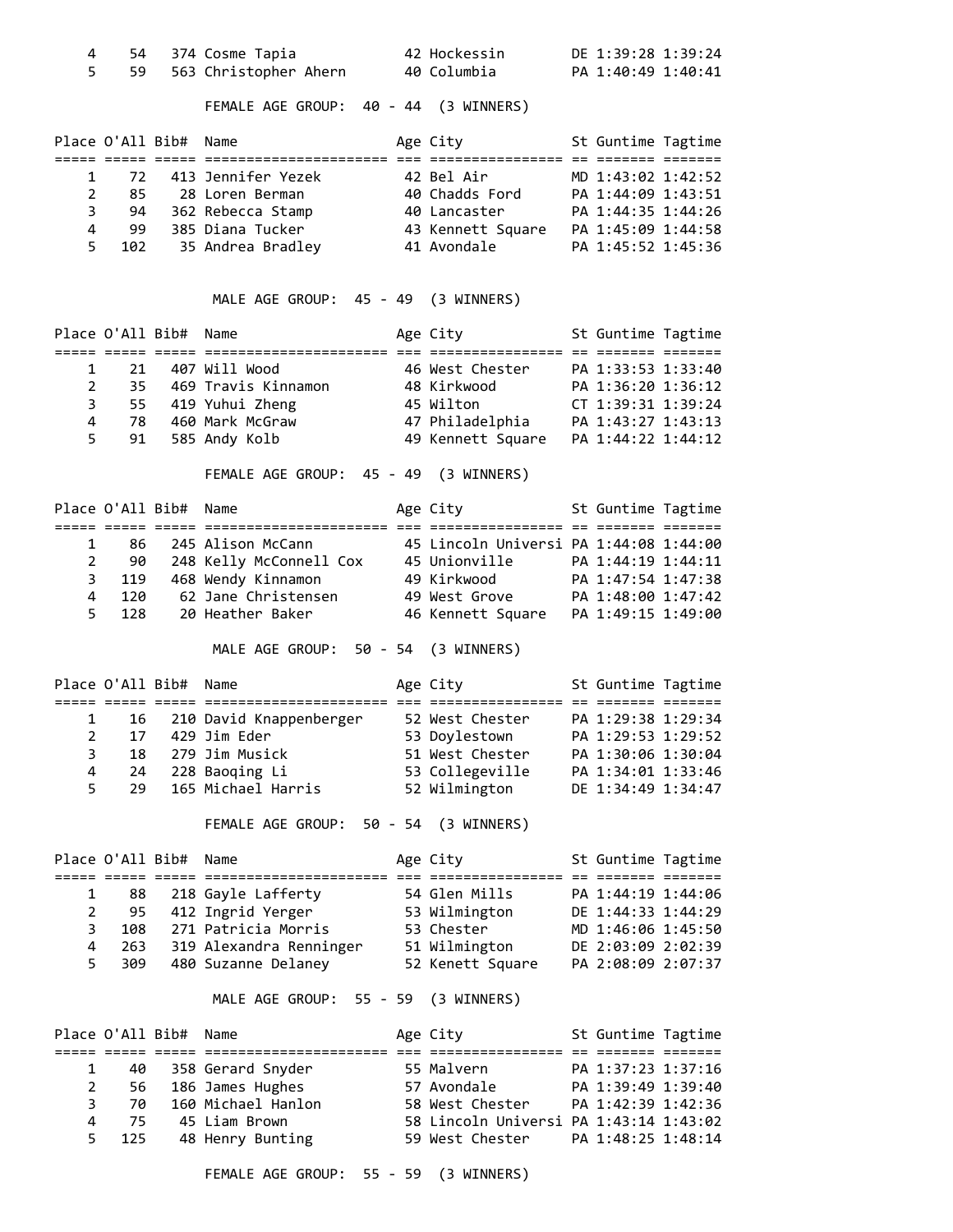| Place | O'All | Bib# | Name | Age | City | St | Guntime | Tagtime |
|---|---|---|---|---|---|---|---|---|
| 4 | 54 | 374 | Cosme Tapia | 42 | Hockessin | DE | 1:39:28 | 1:39:24 |
| 5 | 59 | 563 | Christopher Ahern | 40 | Columbia | PA | 1:40:49 | 1:40:41 |

FEMALE AGE GROUP: 40 - 44 (3 WINNERS)

| Place | O'All | Bib# | Name | Age | City | St | Guntime | Tagtime |
|---|---|---|---|---|---|---|---|---|
| 1 | 72 | 413 | Jennifer Yezek | 42 | Bel Air | MD | 1:43:02 | 1:42:52 |
| 2 | 85 | 28 | Loren Berman | 40 | Chadds Ford | PA | 1:44:09 | 1:43:51 |
| 3 | 94 | 362 | Rebecca Stamp | 40 | Lancaster | PA | 1:44:35 | 1:44:26 |
| 4 | 99 | 385 | Diana Tucker | 43 | Kennett Square | PA | 1:45:09 | 1:44:58 |
| 5 | 102 | 35 | Andrea Bradley | 41 | Avondale | PA | 1:45:52 | 1:45:36 |

MALE AGE GROUP: 45 - 49 (3 WINNERS)

| Place | O'All | Bib# | Name | Age | City | St | Guntime | Tagtime |
|---|---|---|---|---|---|---|---|---|
| 1 | 21 | 407 | Will Wood | 46 | West Chester | PA | 1:33:53 | 1:33:40 |
| 2 | 35 | 469 | Travis Kinnamon | 48 | Kirkwood | PA | 1:36:20 | 1:36:12 |
| 3 | 55 | 419 | Yuhui Zheng | 45 | Wilton | CT | 1:39:31 | 1:39:24 |
| 4 | 78 | 460 | Mark McGraw | 47 | Philadelphia | PA | 1:43:27 | 1:43:13 |
| 5 | 91 | 585 | Andy Kolb | 49 | Kennett Square | PA | 1:44:22 | 1:44:12 |

FEMALE AGE GROUP: 45 - 49 (3 WINNERS)

| Place | O'All | Bib# | Name | Age | City | St | Guntime | Tagtime |
|---|---|---|---|---|---|---|---|---|
| 1 | 86 | 245 | Alison McCann | 45 | Lincoln Universi | PA | 1:44:08 | 1:44:00 |
| 2 | 90 | 248 | Kelly McConnell Cox | 45 | Unionville | PA | 1:44:19 | 1:44:11 |
| 3 | 119 | 468 | Wendy Kinnamon | 49 | Kirkwood | PA | 1:47:54 | 1:47:38 |
| 4 | 120 | 62 | Jane Christensen | 49 | West Grove | PA | 1:48:00 | 1:47:42 |
| 5 | 128 | 20 | Heather Baker | 46 | Kennett Square | PA | 1:49:15 | 1:49:00 |

MALE AGE GROUP: 50 - 54 (3 WINNERS)

| Place | O'All | Bib# | Name | Age | City | St | Guntime | Tagtime |
|---|---|---|---|---|---|---|---|---|
| 1 | 16 | 210 | David Knappenberger | 52 | West Chester | PA | 1:29:38 | 1:29:34 |
| 2 | 17 | 429 | Jim Eder | 53 | Doylestown | PA | 1:29:53 | 1:29:52 |
| 3 | 18 | 279 | Jim Musick | 51 | West Chester | PA | 1:30:06 | 1:30:04 |
| 4 | 24 | 228 | Baoqing Li | 53 | Collegeville | PA | 1:34:01 | 1:33:46 |
| 5 | 29 | 165 | Michael Harris | 52 | Wilmington | DE | 1:34:49 | 1:34:47 |

FEMALE AGE GROUP: 50 - 54 (3 WINNERS)

| Place | O'All | Bib# | Name | Age | City | St | Guntime | Tagtime |
|---|---|---|---|---|---|---|---|---|
| 1 | 88 | 218 | Gayle Lafferty | 54 | Glen Mills | PA | 1:44:19 | 1:44:06 |
| 2 | 95 | 412 | Ingrid Yerger | 53 | Wilmington | DE | 1:44:33 | 1:44:29 |
| 3 | 108 | 271 | Patricia Morris | 53 | Chester | MD | 1:46:06 | 1:45:50 |
| 4 | 263 | 319 | Alexandra Renninger | 51 | Wilmington | DE | 2:03:09 | 2:02:39 |
| 5 | 309 | 480 | Suzanne Delaney | 52 | Kenett Square | PA | 2:08:09 | 2:07:37 |

MALE AGE GROUP: 55 - 59 (3 WINNERS)

| Place | O'All | Bib# | Name | Age | City | St | Guntime | Tagtime |
|---|---|---|---|---|---|---|---|---|
| 1 | 40 | 358 | Gerard Snyder | 55 | Malvern | PA | 1:37:23 | 1:37:16 |
| 2 | 56 | 186 | James Hughes | 57 | Avondale | PA | 1:39:49 | 1:39:40 |
| 3 | 70 | 160 | Michael Hanlon | 58 | West Chester | PA | 1:42:39 | 1:42:36 |
| 4 | 75 | 45 | Liam Brown | 58 | Lincoln Universi | PA | 1:43:14 | 1:43:02 |
| 5 | 125 | 48 | Henry Bunting | 59 | West Chester | PA | 1:48:25 | 1:48:14 |

FEMALE AGE GROUP: 55 - 59 (3 WINNERS)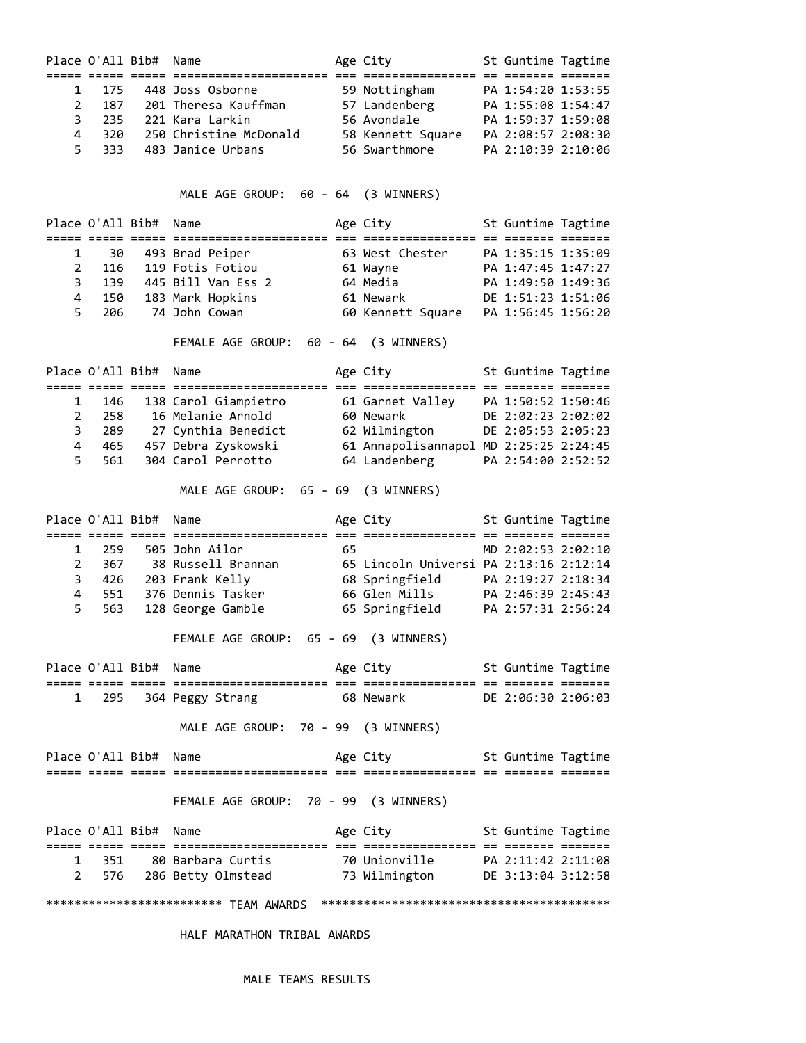| Place | O'All | Bib# | Name | Age | City | St | Guntime | Tagtime |
|---|---|---|---|---|---|---|---|---|
| 1 | 175 | 448 | Joss Osborne | 59 | Nottingham | PA | 1:54:20 | 1:53:55 |
| 2 | 187 | 201 | Theresa Kauffman | 57 | Landenberg | PA | 1:55:08 | 1:54:47 |
| 3 | 235 | 221 | Kara Larkin | 56 | Avondale | PA | 1:59:37 | 1:59:08 |
| 4 | 320 | 250 | Christine McDonald | 58 | Kennett Square | PA | 2:08:57 | 2:08:30 |
| 5 | 333 | 483 | Janice Urbans | 56 | Swarthmore | PA | 2:10:39 | 2:10:06 |

MALE AGE GROUP: 60 - 64 (3 WINNERS)

| Place | O'All | Bib# | Name | Age | City | St | Guntime | Tagtime |
|---|---|---|---|---|---|---|---|---|
| 1 | 30 | 493 | Brad Peiper | 63 | West Chester | PA | 1:35:15 | 1:35:09 |
| 2 | 116 | 119 | Fotis Fotiou | 61 | Wayne | PA | 1:47:45 | 1:47:27 |
| 3 | 139 | 445 | Bill Van Ess 2 | 64 | Media | PA | 1:49:50 | 1:49:36 |
| 4 | 150 | 183 | Mark Hopkins | 61 | Newark | DE | 1:51:23 | 1:51:06 |
| 5 | 206 | 74 | John Cowan | 60 | Kennett Square | PA | 1:56:45 | 1:56:20 |

FEMALE AGE GROUP: 60 - 64 (3 WINNERS)

| Place | O'All | Bib# | Name | Age | City | St | Guntime | Tagtime |
|---|---|---|---|---|---|---|---|---|
| 1 | 146 | 138 | Carol Giampietro | 61 | Garnet Valley | PA | 1:50:52 | 1:50:46 |
| 2 | 258 | 16 | Melanie Arnold | 60 | Newark | DE | 2:02:23 | 2:02:02 |
| 3 | 289 | 27 | Cynthia Benedict | 62 | Wilmington | DE | 2:05:53 | 2:05:23 |
| 4 | 465 | 457 | Debra Zyskowski | 61 | Annapolisannapol | MD | 2:25:25 | 2:24:45 |
| 5 | 561 | 304 | Carol Perrotto | 64 | Landenberg | PA | 2:54:00 | 2:52:52 |

MALE AGE GROUP: 65 - 69 (3 WINNERS)

| Place | O'All | Bib# | Name | Age | City | St | Guntime | Tagtime |
|---|---|---|---|---|---|---|---|---|
| 1 | 259 | 505 | John Ailor | 65 | | MD | 2:02:53 | 2:02:10 |
| 2 | 367 | 38 | Russell Brannan | 65 | Lincoln Universi | PA | 2:13:16 | 2:12:14 |
| 3 | 426 | 203 | Frank Kelly | 68 | Springfield | PA | 2:19:27 | 2:18:34 |
| 4 | 551 | 376 | Dennis Tasker | 66 | Glen Mills | PA | 2:46:39 | 2:45:43 |
| 5 | 563 | 128 | George Gamble | 65 | Springfield | PA | 2:57:31 | 2:56:24 |

FEMALE AGE GROUP: 65 - 69 (3 WINNERS)

| Place | O'All | Bib# | Name | Age | City | St | Guntime | Tagtime |
|---|---|---|---|---|---|---|---|---|
| 1 | 295 | 364 | Peggy Strang | 68 | Newark | DE | 2:06:30 | 2:06:03 |

MALE AGE GROUP: 70 - 99 (3 WINNERS)

| Place | O'All | Bib# | Name | Age | City | St | Guntime | Tagtime |
|---|---|---|---|---|---|---|---|---|

FEMALE AGE GROUP: 70 - 99 (3 WINNERS)

| Place | O'All | Bib# | Name | Age | City | St | Guntime | Tagtime |
|---|---|---|---|---|---|---|---|---|
| 1 | 351 | 80 | Barbara Curtis | 70 | Unionville | PA | 2:11:42 | 2:11:08 |
| 2 | 576 | 286 | Betty Olmstead | 73 | Wilmington | DE | 3:13:04 | 3:12:58 |

************************ TEAM AWARDS ****************************************

HALF MARATHON TRIBAL AWARDS

MALE TEAMS RESULTS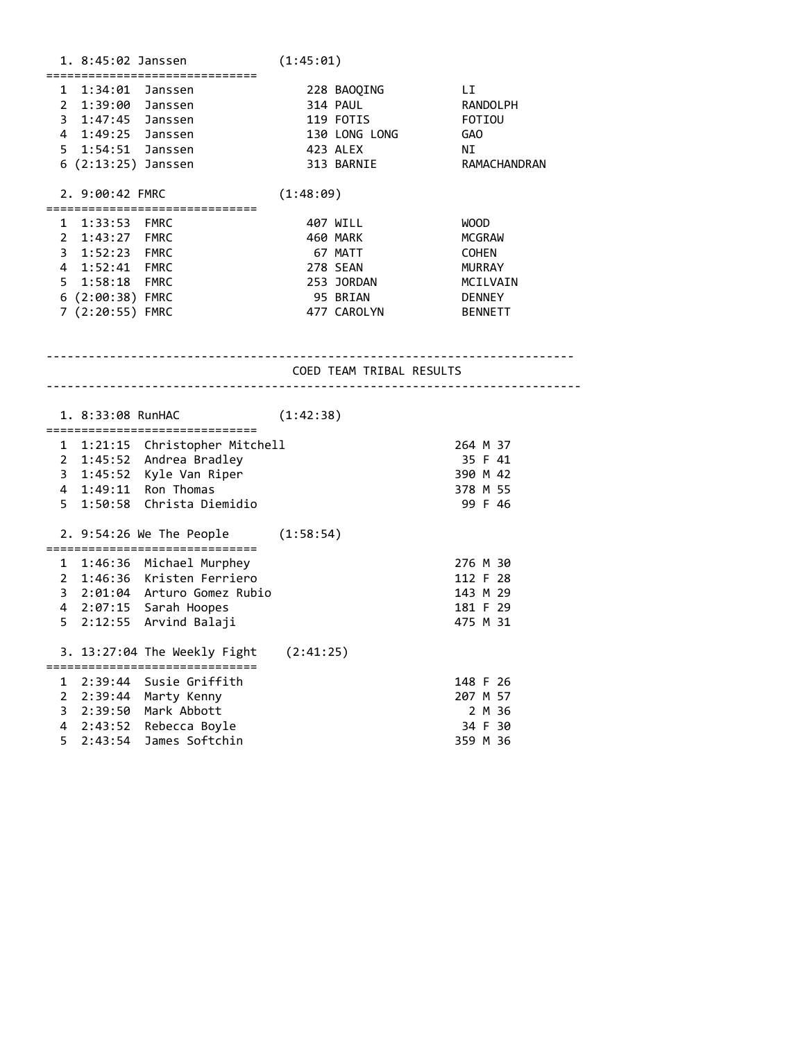```
  1. 8:45:02 Janssen            (1:45:01)
==============================
  1  1:34:01  Janssen               228 BAOQING           LI
  2  1:39:00  Janssen               314 PAUL              RANDOLPH
  3  1:47:45  Janssen               119 FOTIS             FOTIOU
  4  1:49:25  Janssen               130 LONG LONG         GAO
  5  1:54:51  Janssen               423 ALEX              NI
  6 (2:13:25) Janssen               313 BARNIE            RAMACHANDRAN

  2. 9:00:42 FMRC               (1:48:09)
==============================
  1  1:33:53  FMRC                  407 WILL              WOOD
  2  1:43:27  FMRC                  460 MARK              MCGRAW
  3  1:52:23  FMRC                   67 MATT              COHEN
  4  1:52:41  FMRC                  278 SEAN              MURRAY
  5  1:58:18  FMRC                  253 JORDAN            MCILVAIN
  6 (2:00:38) FMRC                   95 BRIAN             DENNEY
  7 (2:20:55) FMRC                  477 CAROLYN           BENNETT


----------------------------------------------------------------------------
                                   COED TEAM TRIBAL RESULTS
-----------------------------------------------------------------------------

  1. 8:33:08 RunHAC             (1:42:38)
==============================
  1  1:21:15  Christopher Mitchell                      264 M 37
  2  1:45:52  Andrea Bradley                             35 F 41
  3  1:45:52  Kyle Van Riper                            390 M 42
  4  1:49:11  Ron Thomas                                378 M 55
  5  1:50:58  Christa Diemidio                           99 F 46

  2. 9:54:26 We The People      (1:58:54)
==============================
  1  1:46:36  Michael Murphey                           276 M 30
  2  1:46:36  Kristen Ferriero                          112 F 28
  3  2:01:04  Arturo Gomez Rubio                        143 M 29
  4  2:07:15  Sarah Hoopes                              181 F 29
  5  2:12:55  Arvind Balaji                             475 M 31

  3. 13:27:04 The Weekly Fight    (2:41:25)
==============================
  1  2:39:44  Susie Griffith                            148 F 26
  2  2:39:44  Marty Kenny                               207 M 57
  3  2:39:50  Mark Abbott                                 2 M 36
  4  2:43:52  Rebecca Boyle                              34 F 30
  5  2:43:54  James Softchin                            359 M 36
```